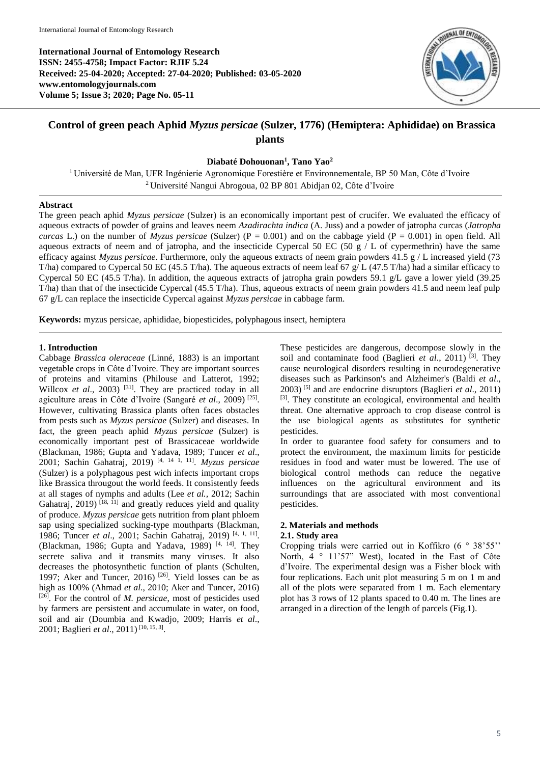# Control of green peach Aphid *Myzus persicae* (Sulzer, 1776) (Hemiptera: Aphididae) on Brassica plants

**Diabaté Dohouonan[1], Tano Yao[2]**

[1] Université de Man, UFR Ingénierie Agronomique Forestière et Environnementale, BP 50 Man, Côte d'Ivoire
[2] Université Nangui Abrogoua, 02 BP 801 Abidjan 02, Côte d'Ivoire

## Abstract

The green peach aphid *Myzus persicae* (Sulzer) is an economically important pest of crucifer. We evaluated the efficacy of aqueous extracts of powder of grains and leaves neem *Azadirachta indica* (A. Juss) and a powder of jatropha curcas (*Jatropha curcas* L.) on the number of *Myzus persicae* (Sulzer) (P = 0.001) and on the cabbage yield (P = 0.001) in open field. All aqueous extracts of neem and of jatropha, and the insecticide Cypercal 50 EC (50 g / L of cypermethrin) have the same efficacy against *Myzus persicae*. Furthermore, only the aqueous extracts of neem grain powders 41.5 g / L increased yield (73 T/ha) compared to Cypercal 50 EC (45.5 T/ha). The aqueous extracts of neem leaf 67 g/ L (47.5 T/ha) had a similar efficacy to Cypercal 50 EC (45.5 T/ha). In addition, the aqueous extracts of jatropha grain powders 59.1 g/L gave a lower yield (39.25 T/ha) than that of the insecticide Cypercal (45.5 T/ha). Thus, aqueous extracts of neem grain powders 41.5 and neem leaf pulp 67 g/L can replace the insecticide Cypercal against *Myzus persicae* in cabbage farm.

**Keywords:** myzus persicae, aphididae, biopesticides, polyphagous insect, hemiptera

## 1. Introduction

Cabbage *Brassica oleraceae* (Linné, 1883) is an important vegetable crops in Côte d'Ivoire. They are important sources of proteins and vitamins (Philouse and Latterot, 1992; Willcox *et al*., 2003) [31]. They are practiced today in all agiculture areas in Côte d'Ivoire (Sangaré *et al*., 2009) [25]. However, cultivating Brassica plants often faces obstacles from pests such as *Myzus persicae* (Sulzer) and diseases. In fact, the green peach aphid *Myzus persicae* (Sulzer) is economically important pest of Brassicaceae worldwide (Blackman, 1986; Gupta and Yadava, 1989; Tuncer *et al*., 2001; Sachin Gahatraj, 2019) [4, 14 1, 11]. *Myzus persicae* (Sulzer) is a polyphagous pest wich infects important crops like Brassica througout the world feeds. It consistently feeds at all stages of nymphs and adults (Lee *et al.*, 2012; Sachin Gahatraj, 2019) [18, 11] and greatly reduces yield and quality of produce. *Myzus persicae* gets nutrition from plant phloem sap using specialized sucking-type mouthparts (Blackman, 1986; Tuncer *et al*., 2001; Sachin Gahatraj, 2019) [4, 1, 11]. (Blackman, 1986; Gupta and Yadava, 1989) [4, 14]. They secrete saliva and it transmits many viruses. It also decreases the photosynthetic function of plants (Schulten, 1997; Aker and Tuncer, 2016) [26]. Yield losses can be as high as 100% (Ahmad *et al*., 2010; Aker and Tuncer, 2016) [26]. For the control of *M. persicae*, most of pesticides used by farmers are persistent and accumulate in water, on food, soil and air (Doumbia and Kwadjo, 2009; Harris *et al*., 2001; Baglieri *et al*., 2011) [10, 15, 3].

These pesticides are dangerous, decompose slowly in the soil and contaminate food (Baglieri *et al*., 2011) [3]. They cause neurological disorders resulting in neurodegenerative diseases such as Parkinson's and Alzheimer's (Baldi *et al*., 2003) [5] and are endocrine disruptors (Baglieri *et al*., 2011) [3]. They constitute an ecological, environmental and health threat. One alternative approach to crop disease control is the use biological agents as substitutes for synthetic pesticides.

In order to guarantee food safety for consumers and to protect the environment, the maximum limits for pesticide residues in food and water must be lowered. The use of biological control methods can reduce the negative influences on the agricultural environment and its surroundings that are associated with most conventional pesticides.

## 2. Materials and methods

### 2.1. Study area

Cropping trials were carried out in Koffikro (6 ° 38'55'' North, 4 ° 11'57" West), located in the East of Côte d'Ivoire. The experimental design was a Fisher block with four replications. Each unit plot measuring 5 m on 1 m and all of the plots were separated from 1 m. Each elementary plot has 3 rows of 12 plants spaced to 0.40 m. The lines are arranged in a direction of the length of parcels (Fig.1).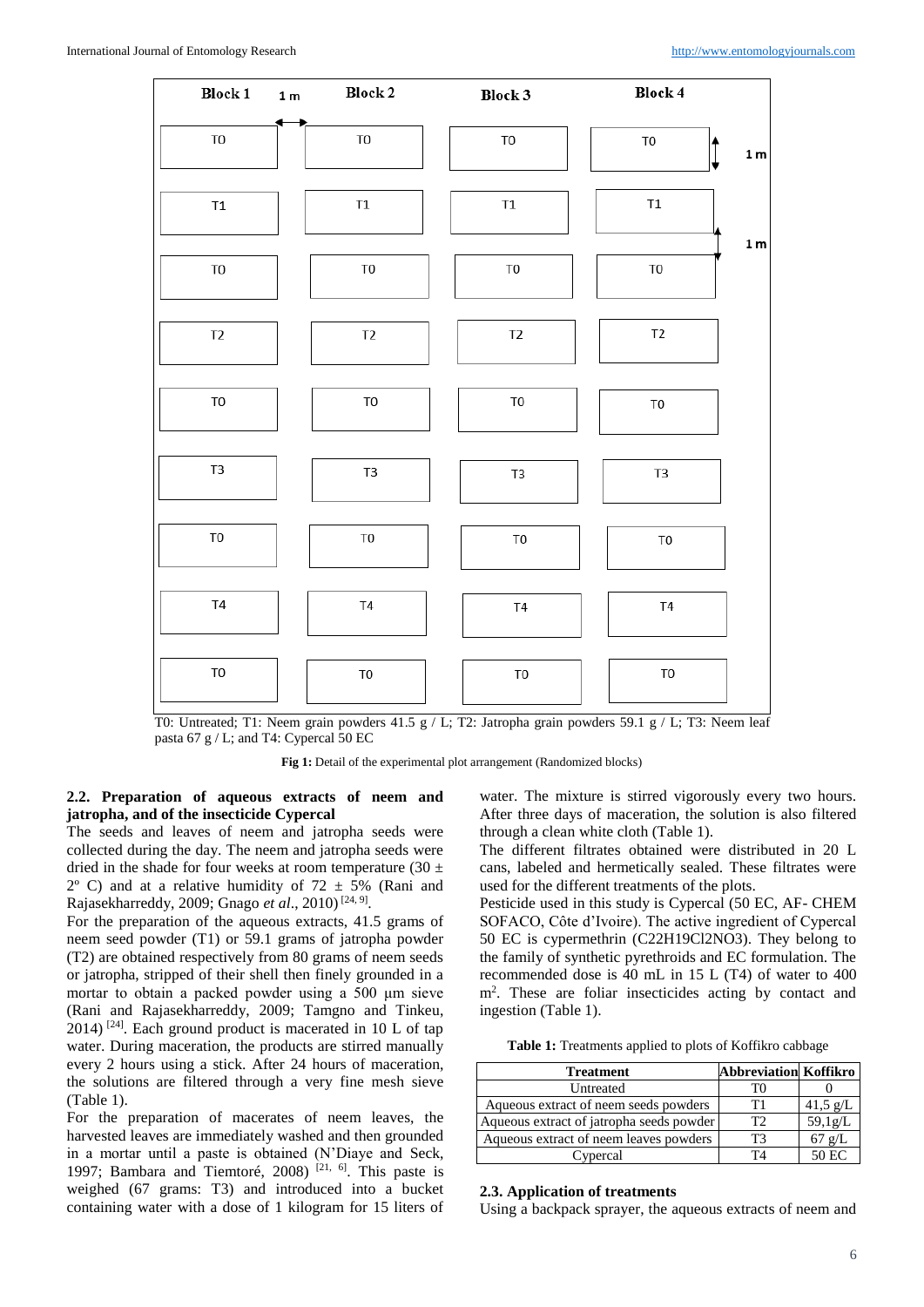| Block 1 | Block 2 | Block 3 | Block 4 |
|---|---|---|---|
| T0 | T0 | T0 | T0 |
| T1 | T1 | T1 | T1 |
| T0 | T0 | T0 | T0 |
| T2 | T2 | T2 | T2 |
| T0 | T0 | T0 | T0 |
| T3 | T3 | T3 | T3 |
| T0 | T0 | T0 | T0 |
| T4 | T4 | T4 | T4 |
| T0 | T0 | T0 | T0 |

T0: Untreated; T1: Neem grain powders 41.5 g / L; T2: Jatropha grain powders 59.1 g / L; T3: Neem leaf pasta 67 g / L; and T4: Cypercal 50 EC

**Fig 1:** Detail of the experimental plot arrangement (Randomized blocks)

### 2.2. Preparation of aqueous extracts of neem and jatropha, and of the insecticide Cypercal

The seeds and leaves of neem and jatropha seeds were collected during the day. The neem and jatropha seeds were dried in the shade for four weeks at room temperature (30 ± 2° C) and at a relative humidity of 72 ± 5% (Rani and Rajasekharreddy, 2009; Gnago *et al*., 2010) [24, 9].

For the preparation of the aqueous extracts, 41.5 grams of neem seed powder (T1) or 59.1 grams of jatropha powder (T2) are obtained respectively from 80 grams of neem seeds or jatropha, stripped of their shell then finely grounded in a mortar to obtain a packed powder using a 500 µm sieve (Rani and Rajasekharreddy, 2009; Tamgno and Tinkeu, 2014) [24]. Each ground product is macerated in 10 L of tap water. During maceration, the products are stirred manually every 2 hours using a stick. After 24 hours of maceration, the solutions are filtered through a very fine mesh sieve (Table 1).

For the preparation of macerates of neem leaves, the harvested leaves are immediately washed and then grounded in a mortar until a paste is obtained (N'Diaye and Seck, 1997; Bambara and Tiemtoré, 2008) [21, 6]. This paste is weighed (67 grams: T3) and introduced into a bucket containing water with a dose of 1 kilogram for 15 liters of water. The mixture is stirred vigorously every two hours. After three days of maceration, the solution is also filtered through a clean white cloth (Table 1).

The different filtrates obtained were distributed in 20 L cans, labeled and hermetically sealed. These filtrates were used for the different treatments of the plots.

Pesticide used in this study is Cypercal (50 EC, AF- CHEM SOFACO, Côte d'Ivoire). The active ingredient of Cypercal 50 EC is cypermethrin ($C_{22}H_{19}Cl_2NO_3$). They belong to the family of synthetic pyrethroids and EC formulation. The recommended dose is 40 mL in 15 L (T4) of water to 400 m$^2$. These are foliar insecticides acting by contact and ingestion (Table 1).

**Table 1:** Treatments applied to plots of Koffikro cabbage

| Treatment | Abbreviation | Koffikro |
|---|---|---|
| Untreated | T0 | 0 |
| Aqueous extract of neem seeds powders | T1 | 41,5 g/L |
| Aqueous extract of jatropha seeds powder | T2 | 59,1g/L |
| Aqueous extract of neem leaves powders | T3 | 67 g/L |
| Cypercal | T4 | 50 EC |

### 2.3. Application of treatments

Using a backpack sprayer, the aqueous extracts of neem and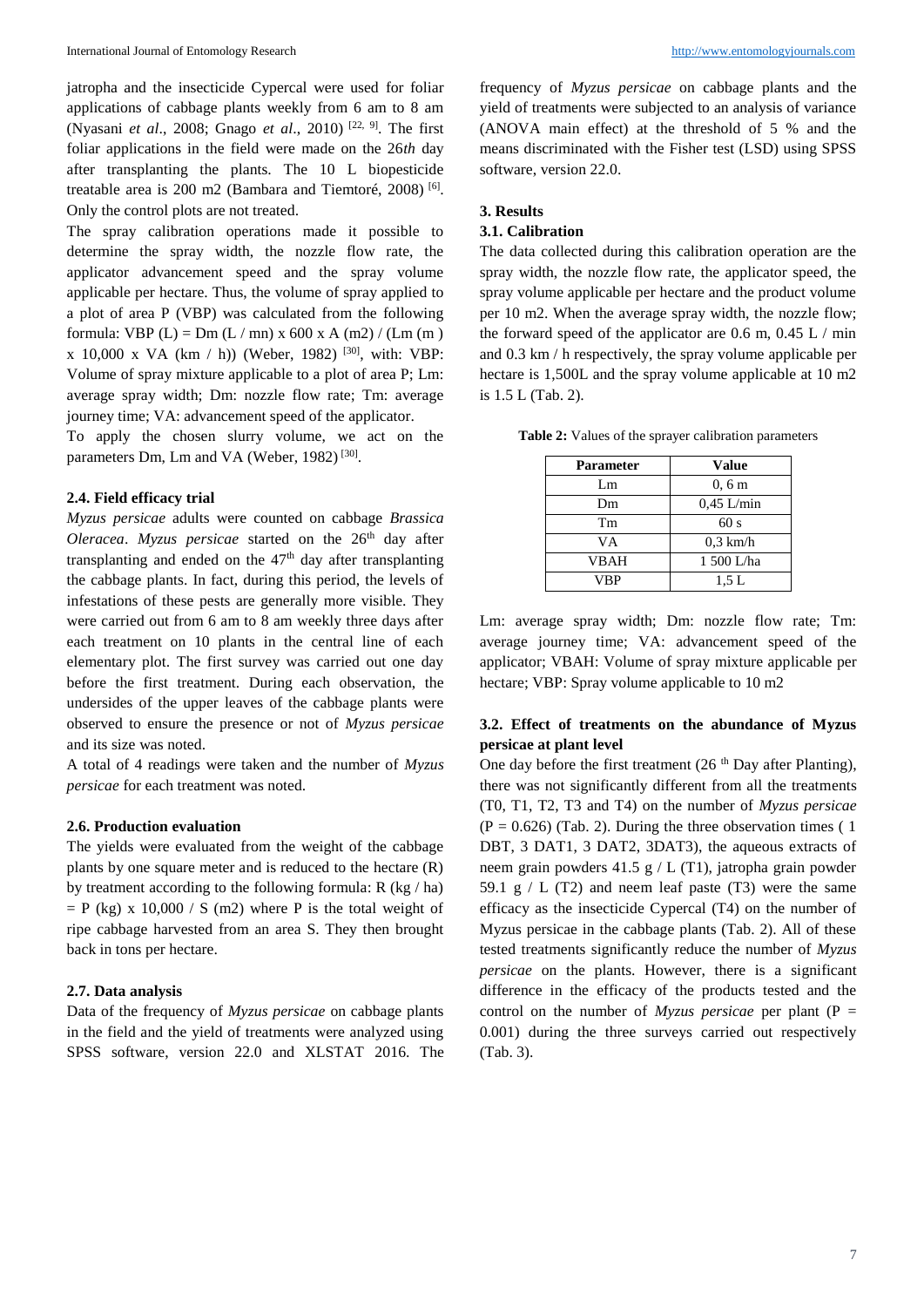jatropha and the insecticide Cypercal were used for foliar applications of cabbage plants weekly from 6 am to 8 am (Nyasani *et al*., 2008; Gnago *et al*., 2010) [22, 9]. The first foliar applications in the field were made on the 26*th* day after transplanting the plants. The 10 L biopesticide treatable area is 200 m2 (Bambara and Tiemtoré, 2008) [6]. Only the control plots are not treated.

The spray calibration operations made it possible to determine the spray width, the nozzle flow rate, the applicator advancement speed and the spray volume applicable per hectare. Thus, the volume of spray applied to a plot of area P (VBP) was calculated from the following formula: VBP (L) = Dm (L / mn) x 600 x A (m2) / (Lm (m ) x 10,000 x VA (km / h)) (Weber, 1982) [30], with: VBP: Volume of spray mixture applicable to a plot of area P; Lm: average spray width; Dm: nozzle flow rate; Tm: average journey time; VA: advancement speed of the applicator.

To apply the chosen slurry volume, we act on the parameters Dm, Lm and VA (Weber, 1982) [30].

### 2.4. Field efficacy trial

*Myzus persicae* adults were counted on cabbage *Brassica Oleracea*. *Myzus persicae* started on the 26th day after transplanting and ended on the 47th day after transplanting the cabbage plants. In fact, during this period, the levels of infestations of these pests are generally more visible. They were carried out from 6 am to 8 am weekly three days after each treatment on 10 plants in the central line of each elementary plot. The first survey was carried out one day before the first treatment. During each observation, the undersides of the upper leaves of the cabbage plants were observed to ensure the presence or not of *Myzus persicae* and its size was noted.

A total of 4 readings were taken and the number of *Myzus persicae* for each treatment was noted.

### 2.6. Production evaluation

The yields were evaluated from the weight of the cabbage plants by one square meter and is reduced to the hectare (R) by treatment according to the following formula: R (kg / ha) = P (kg) x 10,000 / S (m2) where P is the total weight of ripe cabbage harvested from an area S. They then brought back in tons per hectare.

### 2.7. Data analysis

Data of the frequency of *Myzus persicae* on cabbage plants in the field and the yield of treatments were analyzed using SPSS software, version 22.0 and XLSTAT 2016. The frequency of *Myzus persicae* on cabbage plants and the yield of treatments were subjected to an analysis of variance (ANOVA main effect) at the threshold of 5 % and the means discriminated with the Fisher test (LSD) using SPSS software, version 22.0.

## 3. Results

### 3.1. Calibration

The data collected during this calibration operation are the spray width, the nozzle flow rate, the applicator speed, the spray volume applicable per hectare and the product volume per 10 m2. When the average spray width, the nozzle flow; the forward speed of the applicator are 0.6 m, 0.45 L / min and 0.3 km / h respectively, the spray volume applicable per hectare is 1,500L and the spray volume applicable at 10 m2 is 1.5 L (Tab. 2).

**Table 2:** Values of the sprayer calibration parameters

| Parameter | Value |
|---|---|
| Lm | 0, 6 m |
| Dm | 0,45 L/min |
| Tm | 60 s |
| VA | 0,3 km/h |
| VBAH | 1 500 L/ha |
| VBP | 1,5 L |

Lm: average spray width; Dm: nozzle flow rate; Tm: average journey time; VA: advancement speed of the applicator; VBAH: Volume of spray mixture applicable per hectare; VBP: Spray volume applicable to 10 m2

### 3.2. Effect of treatments on the abundance of Myzus persicae at plant level

One day before the first treatment (26 th Day after Planting), there was not significantly different from all the treatments (T0, T1, T2, T3 and T4) on the number of *Myzus persicae* (P = 0.626) (Tab. 2). During the three observation times ( 1 DBT, 3 DAT1, 3 DAT2, 3DAT3), the aqueous extracts of neem grain powders 41.5 g / L (T1), jatropha grain powder 59.1 g / L (T2) and neem leaf paste (T3) were the same efficacy as the insecticide Cypercal (T4) on the number of Myzus persicae in the cabbage plants (Tab. 2). All of these tested treatments significantly reduce the number of *Myzus persicae* on the plants. However, there is a significant difference in the efficacy of the products tested and the control on the number of *Myzus persicae* per plant (P = 0.001) during the three surveys carried out respectively (Tab. 3).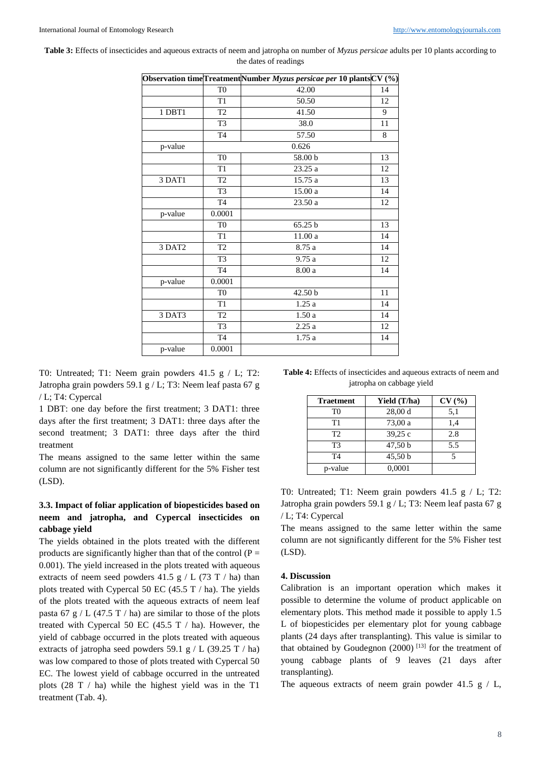**Table 3:** Effects of insecticides and aqueous extracts of neem and jatropha on number of *Myzus persicae* adults per 10 plants according to the dates of readings

| Observation time | Treatment | Number *Myzus persicae per* 10 plants | CV (%) |
|---|---|---|---|
| | T0 | 42.00 | 14 |
| | T1 | 50.50 | 12 |
| 1 DBT1 | T2 | 41.50 | 9 |
| | T3 | 38.0 | 11 |
| | T4 | 57.50 | 8 |
| p-value | | 0.626 | |
| | T0 | 58.00 b | 13 |
| | T1 | 23.25 a | 12 |
| 3 DAT1 | T2 | 15.75 a | 13 |
| | T3 | 15.00 a | 14 |
| | T4 | 23.50 a | 12 |
| p-value | 0.0001 | | |
| | T0 | 65.25 b | 13 |
| | T1 | 11.00 a | 14 |
| 3 DAT2 | T2 | 8.75 a | 14 |
| | T3 | 9.75 a | 12 |
| | T4 | 8.00 a | 14 |
| p-value | 0.0001 | | |
| | T0 | 42.50 b | 11 |
| | T1 | 1.25 a | 14 |
| 3 DAT3 | T2 | 1.50 a | 14 |
| | T3 | 2.25 a | 12 |
| | T4 | 1.75 a | 14 |
| p-value | 0.0001 | | |

T0: Untreated; T1: Neem grain powders 41.5 g / L; T2: Jatropha grain powders 59.1 g / L; T3: Neem leaf pasta 67 g / L; T4: Cypercal

1 DBT: one day before the first treatment; 3 DAT1: three days after the first treatment; 3 DAT1: three days after the second treatment; 3 DAT1: three days after the third treatment

The means assigned to the same letter within the same column are not significantly different for the 5% Fisher test (LSD).

### 3.3. Impact of foliar application of biopesticides based on neem and jatropha, and Cypercal insecticides on cabbage yield

The yields obtained in the plots treated with the different products are significantly higher than that of the control (P = 0.001). The yield increased in the plots treated with aqueous extracts of neem seed powders 41.5 g / L (73 T / ha) than plots treated with Cypercal 50 EC (45.5 T / ha). The yields of the plots treated with the aqueous extracts of neem leaf pasta 67 g / L (47.5 T / ha) are similar to those of the plots treated with Cypercal 50 EC (45.5 T / ha). However, the yield of cabbage occurred in the plots treated with aqueous extracts of jatropha seed powders 59.1 g / L (39.25 T / ha) was low compared to those of plots treated with Cypercal 50 EC. The lowest yield of cabbage occurred in the untreated plots (28 T / ha) while the highest yield was in the T1 treatment (Tab. 4).

**Table 4:** Effects of insecticides and aqueous extracts of neem and jatropha on cabbage yield

| Traetment | Yield (T/ha) | CV (%) |
|---|---|---|
| T0 | 28,00 d | 5,1 |
| T1 | 73,00 a | 1,4 |
| T2 | 39,25 c | 2.8 |
| T3 | 47,50 b | 5.5 |
| T4 | 45,50 b | 5 |
| p-value | 0,0001 | |

T0: Untreated; T1: Neem grain powders 41.5 g / L; T2: Jatropha grain powders 59.1 g / L; T3: Neem leaf pasta 67 g / L; T4: Cypercal

The means assigned to the same letter within the same column are not significantly different for the 5% Fisher test (LSD).

## 4. Discussion

Calibration is an important operation which makes it possible to determine the volume of product applicable on elementary plots. This method made it possible to apply 1.5 L of biopesticides per elementary plot for young cabbage plants (24 days after transplanting). This value is similar to that obtained by Goudegnon (2000) [13] for the treatment of young cabbage plants of 9 leaves (21 days after transplanting).

The aqueous extracts of neem grain powder 41.5 g / L,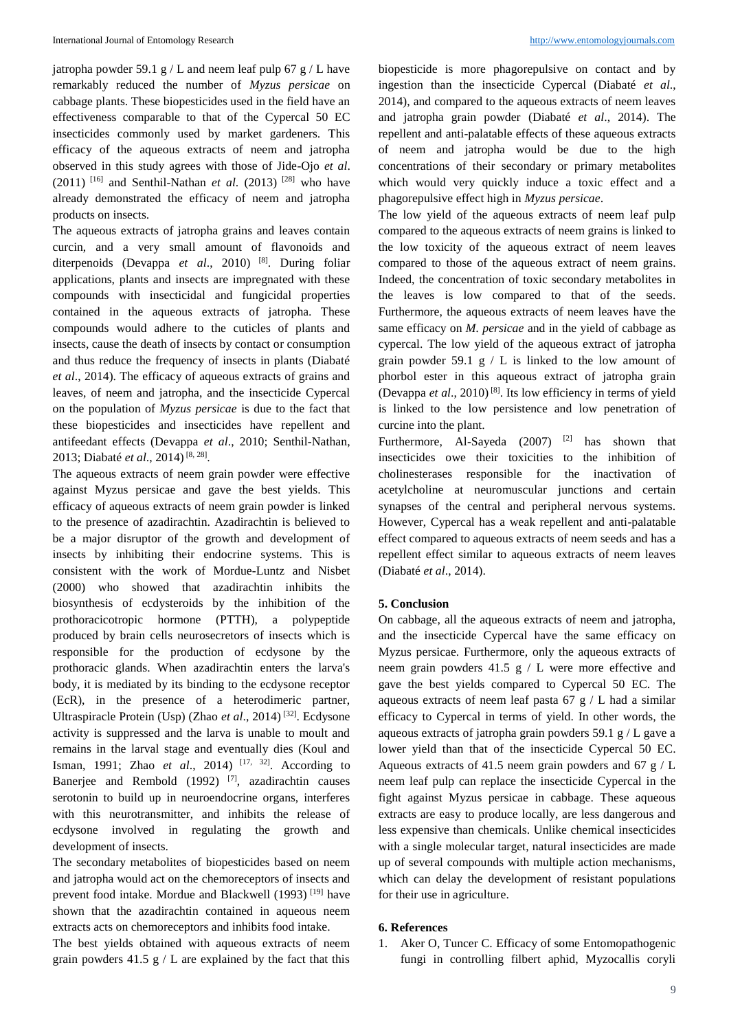jatropha powder 59.1 g / L and neem leaf pulp 67 g / L have remarkably reduced the number of *Myzus persicae* on cabbage plants. These biopesticides used in the field have an effectiveness comparable to that of the Cypercal 50 EC insecticides commonly used by market gardeners. This efficacy of the aqueous extracts of neem and jatropha observed in this study agrees with those of Jide-Ojo *et al*. (2011) [16] and Senthil-Nathan *et al*. (2013) [28] who have already demonstrated the efficacy of neem and jatropha products on insects.

The aqueous extracts of jatropha grains and leaves contain curcin, and a very small amount of flavonoids and diterpenoids (Devappa *et al*., 2010) [8]. During foliar applications, plants and insects are impregnated with these compounds with insecticidal and fungicidal properties contained in the aqueous extracts of jatropha. These compounds would adhere to the cuticles of plants and insects, cause the death of insects by contact or consumption and thus reduce the frequency of insects in plants (Diabaté *et al*., 2014). The efficacy of aqueous extracts of grains and leaves, of neem and jatropha, and the insecticide Cypercal on the population of *Myzus persicae* is due to the fact that these biopesticides and insecticides have repellent and antifeedant effects (Devappa *et al*., 2010; Senthil-Nathan, 2013; Diabaté *et al*., 2014) [8, 28].

The aqueous extracts of neem grain powder were effective against Myzus persicae and gave the best yields. This efficacy of aqueous extracts of neem grain powder is linked to the presence of azadirachtin. Azadirachtin is believed to be a major disruptor of the growth and development of insects by inhibiting their endocrine systems. This is consistent with the work of Mordue-Luntz and Nisbet (2000) who showed that azadirachtin inhibits the biosynthesis of ecdysteroids by the inhibition of the prothoracicotropic hormone (PTTH), a polypeptide produced by brain cells neurosecretors of insects which is responsible for the production of ecdysone by the prothoracic glands. When azadirachtin enters the larva's body, it is mediated by its binding to the ecdysone receptor (EcR), in the presence of a heterodimeric partner, Ultraspiracle Protein (Usp) (Zhao *et al*., 2014) [32]. Ecdysone activity is suppressed and the larva is unable to moult and remains in the larval stage and eventually dies (Koul and Isman, 1991; Zhao *et al*., 2014) [17, 32]. According to Banerjee and Rembold (1992) [7], azadirachtin causes serotonin to build up in neuroendocrine organs, interferes with this neurotransmitter, and inhibits the release of ecdysone involved in regulating the growth and development of insects.

The secondary metabolites of biopesticides based on neem and jatropha would act on the chemoreceptors of insects and prevent food intake. Mordue and Blackwell (1993) [19] have shown that the azadirachtin contained in aqueous neem extracts acts on chemoreceptors and inhibits food intake.

The best yields obtained with aqueous extracts of neem grain powders 41.5 g / L are explained by the fact that this biopesticide is more phagorepulsive on contact and by ingestion than the insecticide Cypercal (Diabaté *et al*., 2014), and compared to the aqueous extracts of neem leaves and jatropha grain powder (Diabaté *et al*., 2014). The repellent and anti-palatable effects of these aqueous extracts of neem and jatropha would be due to the high concentrations of their secondary or primary metabolites which would very quickly induce a toxic effect and a phagorepulsive effect high in *Myzus persicae*.

The low yield of the aqueous extracts of neem leaf pulp compared to the aqueous extracts of neem grains is linked to the low toxicity of the aqueous extract of neem leaves compared to those of the aqueous extract of neem grains. Indeed, the concentration of toxic secondary metabolites in the leaves is low compared to that of the seeds. Furthermore, the aqueous extracts of neem leaves have the same efficacy on *M. persicae* and in the yield of cabbage as cypercal. The low yield of the aqueous extract of jatropha grain powder 59.1 g / L is linked to the low amount of phorbol ester in this aqueous extract of jatropha grain (Devappa *et al*., 2010) [8]. Its low efficiency in terms of yield is linked to the low persistence and low penetration of curcine into the plant.

Furthermore, Al-Sayeda (2007) [2] has shown that insecticides owe their toxicities to the inhibition of cholinesterases responsible for the inactivation of acetylcholine at neuromuscular junctions and certain synapses of the central and peripheral nervous systems. However, Cypercal has a weak repellent and anti-palatable effect compared to aqueous extracts of neem seeds and has a repellent effect similar to aqueous extracts of neem leaves (Diabaté *et al*., 2014).

## 5. Conclusion

On cabbage, all the aqueous extracts of neem and jatropha, and the insecticide Cypercal have the same efficacy on Myzus persicae. Furthermore, only the aqueous extracts of neem grain powders 41.5 g / L were more effective and gave the best yields compared to Cypercal 50 EC. The aqueous extracts of neem leaf pasta 67 g / L had a similar efficacy to Cypercal in terms of yield. In other words, the aqueous extracts of jatropha grain powders 59.1 g / L gave a lower yield than that of the insecticide Cypercal 50 EC. Aqueous extracts of 41.5 neem grain powders and 67 g / L neem leaf pulp can replace the insecticide Cypercal in the fight against Myzus persicae in cabbage. These aqueous extracts are easy to produce locally, are less dangerous and less expensive than chemicals. Unlike chemical insecticides with a single molecular target, natural insecticides are made up of several compounds with multiple action mechanisms, which can delay the development of resistant populations for their use in agriculture.

## 6. References

1. Aker O, Tuncer C. Efficacy of some Entomopathogenic fungi in controlling filbert aphid, Myzocallis coryli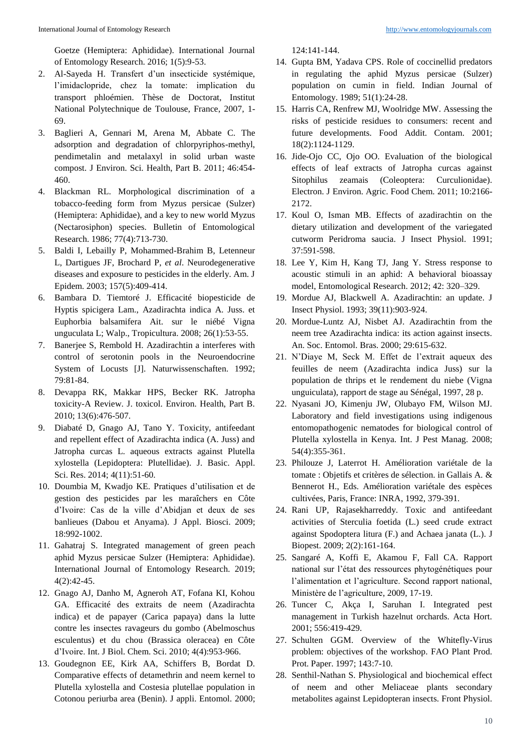Goetze (Hemiptera: Aphididae). International Journal of Entomology Research. 2016; 1(5):9-53.

2. Al-Sayeda H. Transfert d'un insecticide systémique, l'imidaclopride, chez la tomate: implication du transport phloémien. Thèse de Doctorat, Institut National Polytechnique de Toulouse, France, 2007, 1-69.
3. Baglieri A, Gennari M, Arena M, Abbate C. The adsorption and degradation of chlorpyriphos-methyl, pendimetalin and metalaxyl in solid urban waste compost. J Environ. Sci. Health, Part B. 2011; 46:454-460.
4. Blackman RL. Morphological discrimination of a tobacco-feeding form from Myzus persicae (Sulzer) (Hemiptera: Aphididae), and a key to new world Myzus (Nectarosiphon) species. Bulletin of Entomological Research. 1986; 77(4):713-730.
5. Baldi I, Lebailly P, Mohammed-Brahim B, Letenneur L, Dartigues JF, Brochard P, *et al*. Neurodegenerative diseases and exposure to pesticides in the elderly. Am. J Epidem. 2003; 157(5):409-414.
6. Bambara D. Tiemtoré J. Efficacité biopesticide de Hyptis spicigera Lam., Azadirachta indica A. Juss. et Euphorbia balsamifera Ait. sur le niébé Vigna unguculata L; Walp., Tropicultura. 2008; 26(1):53-55.
7. Banerjee S, Rembold H. Azadirachtin a interferes with control of serotonin pools in the Neuroendocrine System of Locusts [J]. Naturwissenschaften. 1992; 79:81-84.
8. Devappa RK, Makkar HPS, Becker RK. Jatropha toxicity-A Review. J. toxicol. Environ. Health, Part B. 2010; 13(6):476-507.
9. Diabaté D, Gnago AJ, Tano Y. Toxicity, antifeedant and repellent effect of Azadirachta indica (A. Juss) and Jatropha curcas L. aqueous extracts against Plutella xylostella (Lepidoptera: Plutellidae). J. Basic. Appl. Sci. Res. 2014; 4(11):51-60.
10. Doumbia M, Kwadjo KE. Pratiques d'utilisation et de gestion des pesticides par les maraîchers en Côte d'Ivoire: Cas de la ville d'Abidjan et deux de ses banlieues (Dabou et Anyama). J Appl. Biosci. 2009; 18:992-1002.
11. Gahatraj S. Integrated management of green peach aphid Myzus persicae Sulzer (Hemiptera: Aphididae). International Journal of Entomology Research. 2019; 4(2):42-45.
12. Gnago AJ, Danho M, Agneroh AT, Fofana KI, Kohou GA. Efficacité des extraits de neem (Azadirachta indica) et de papayer (Carica papaya) dans la lutte contre les insectes ravageurs du gombo (Abelmoschus esculentus) et du chou (Brassica oleracea) en Côte d'Ivoire. Int. J Biol. Chem. Sci. 2010; 4(4):953-966.
13. Goudegnon EE, Kirk AA, Schiffers B, Bordat D. Comparative effects of detamethrin and neem kernel to Plutella xylostella and Costesia plutellae population in Cotonou periurba area (Benin). J appli. Entomol. 2000; 124:141-144.
14. Gupta BM, Yadava CPS. Role of coccinellid predators in regulating the aphid Myzus persicae (Sulzer) population on cumin in field. Indian Journal of Entomology. 1989; 51(1):24-28.
15. Harris CA, Renfrew MJ, Woolridge MW. Assessing the risks of pesticide residues to consumers: recent and future developments. Food Addit. Contam. 2001; 18(2):1124-1129.
16. Jide-Ojo CC, Ojo OO. Evaluation of the biological effects of leaf extracts of Jatropha curcas against Sitophilus zeamais (Coleoptera: Curculionidae). Electron. J Environ. Agric. Food Chem. 2011; 10:2166-2172.
17. Koul O, Isman MB. Effects of azadirachtin on the dietary utilization and development of the variegated cutworm Peridroma saucia. J Insect Physiol. 1991; 37:591-598.
18. Lee Y, Kim H, Kang TJ, Jang Y. Stress response to acoustic stimuli in an aphid: A behavioral bioassay model, Entomological Research. 2012; 42: 320–329.
19. Mordue AJ, Blackwell A. Azadirachtin: an update. J Insect Physiol. 1993; 39(11):903-924.
20. Mordue-Luntz AJ, Nisbet AJ. Azadirachtin from the neem tree Azadirachta indica: its action against insects. An. Soc. Entomol. Bras. 2000; 29:615-632.
21. N'Diaye M, Seck M. Effet de l'extrait aqueux des feuilles de neem (Azadirachta indica Juss) sur la population de thrips et le rendement du niebe (Vigna unguiculata), rapport de stage au Sénégal, 1997, 28 p.
22. Nyasani JO, Kimenju JW, Olubayo FM, Wilson MJ. Laboratory and field investigations using indigenous entomopathogenic nematodes for biological control of Plutella xylostella in Kenya. Int. J Pest Manag. 2008; 54(4):355-361.
23. Philouze J, Laterrot H. Amélioration variétale de la tomate : Objetifs et critères de sélection. in Gallais A. & Bennerot H., Eds. Amélioration variétale des espèces cultivées, Paris, France: INRA, 1992, 379-391.
24. Rani UP, Rajasekharreddy. Toxic and antifeedant activities of Sterculia foetida (L.) seed crude extract against Spodoptera litura (F.) and Achaea janata (L.). J Biopest. 2009; 2(2):161-164.
25. Sangaré A, Koffi E, Akamou F, Fall CA. Rapport national sur l'état des ressources phytogénétiques pour l'alimentation et l'agriculture. Second rapport national, Ministère de l'agriculture, 2009, 17-19.
26. Tuncer C, Akça I, Saruhan I. Integrated pest management in Turkish hazelnut orchards. Acta Hort. 2001; 556:419-429.
27. Schulten GGM. Overview of the Whitefly-Virus problem: objectives of the workshop. FAO Plant Prod. Prot. Paper. 1997; 143:7-10.
28. Senthil-Nathan S. Physiological and biochemical effect of neem and other Meliaceae plants secondary metabolites against Lepidopteran insects. Front Physiol.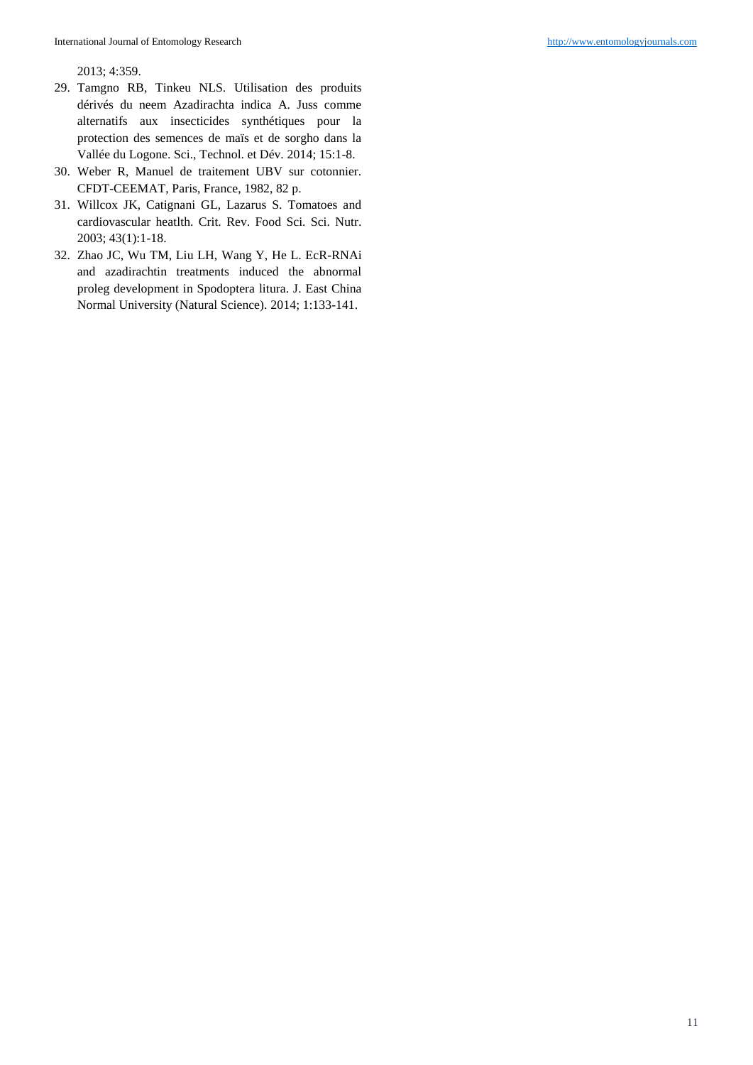2013; 4:359.

29. Tamgno RB, Tinkeu NLS. Utilisation des produits dérivés du neem Azadirachta indica A. Juss comme alternatifs aux insecticides synthétiques pour la protection des semences de maïs et de sorgho dans la Vallée du Logone. Sci., Technol. et Dév. 2014; 15:1-8.
30. Weber R, Manuel de traitement UBV sur cotonnier. CFDT-CEEMAT, Paris, France, 1982, 82 p.
31. Willcox JK, Catignani GL, Lazarus S. Tomatoes and cardiovascular heatlth. Crit. Rev. Food Sci. Sci. Nutr. 2003; 43(1):1-18.
32. Zhao JC, Wu TM, Liu LH, Wang Y, He L. EcR-RNAi and azadirachtin treatments induced the abnormal proleg development in Spodoptera litura. J. East China Normal University (Natural Science). 2014; 1:133-141.